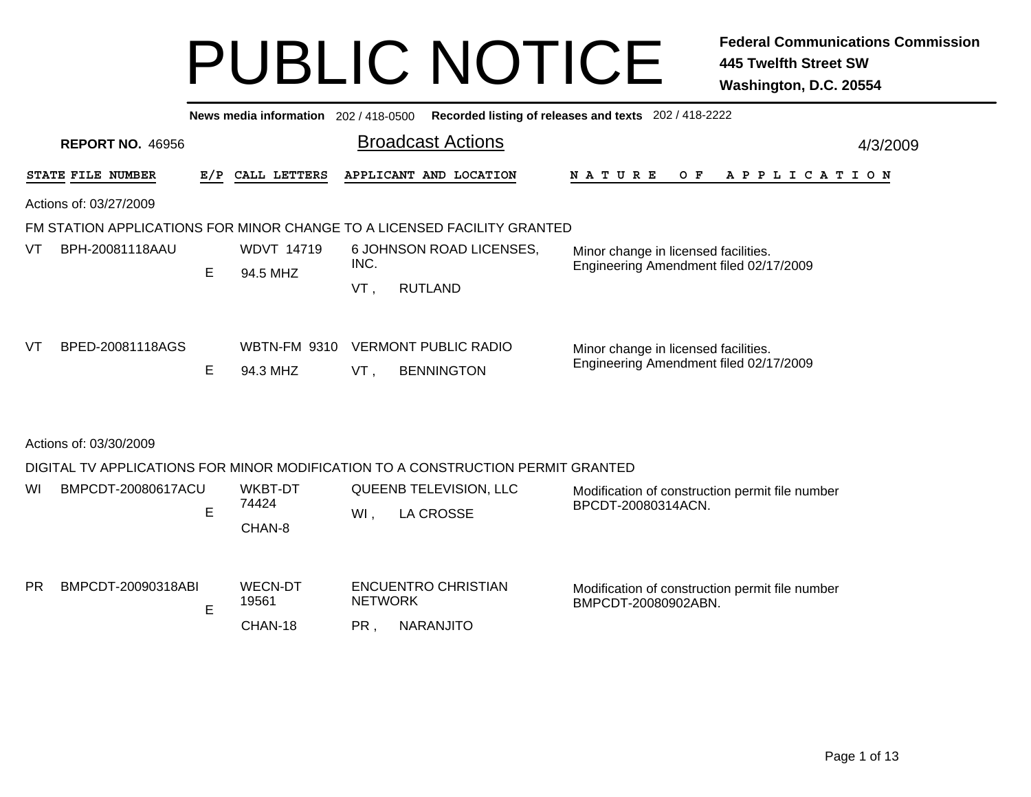# PUBLIC NOTICE

**Federal Communications Commission**
**445 Twelfth Street SW**
**Washington, D.C. 20554**

**News media information** 202 / 418-0500 **Recorded listing of releases and texts** 202 / 418-2222

**REPORT NO.** 46956

## Broadcast Actions

4/3/2009

| STATE | FILE NUMBER | E/P | CALL LETTERS | APPLICANT AND LOCATION | NATURE OF APPLICATION |
|---|---|---|---|---|---|

Actions of: 03/27/2009

FM STATION APPLICATIONS FOR MINOR CHANGE TO A LICENSED FACILITY GRANTED

| STATE | FILE NUMBER | E/P | CALL LETTERS | APPLICANT AND LOCATION | NATURE OF APPLICATION |
|---|---|---|---|---|---|
| VT | BPH-20081118AAU | E | WDVT 14719 94.5 MHZ | 6 JOHNSON ROAD LICENSES, INC. VT , RUTLAND | Minor change in licensed facilities. Engineering Amendment filed 02/17/2009 |
| VT | BPED-20081118AGS | E | WBTN-FM 9310 94.3 MHZ | VERMONT PUBLIC RADIO VT , BENNINGTON | Minor change in licensed facilities. Engineering Amendment filed 02/17/2009 |

Actions of: 03/30/2009

DIGITAL TV APPLICATIONS FOR MINOR MODIFICATION TO A CONSTRUCTION PERMIT GRANTED

| STATE | FILE NUMBER | E/P | CALL LETTERS | APPLICANT AND LOCATION | NATURE OF APPLICATION |
|---|---|---|---|---|---|
| WI | BMPCDT-20080617ACU | E | WKBT-DT 74424 CHAN-8 | QUEENB TELEVISION, LLC WI , LA CROSSE | Modification of construction permit file number BPCDT-20080314ACN. |
| PR | BMPCDT-20090318ABI | E | WECN-DT 19561 CHAN-18 | ENCUENTRO CHRISTIAN NETWORK PR , NARANJITO | Modification of construction permit file number BMPCDT-20080902ABN. |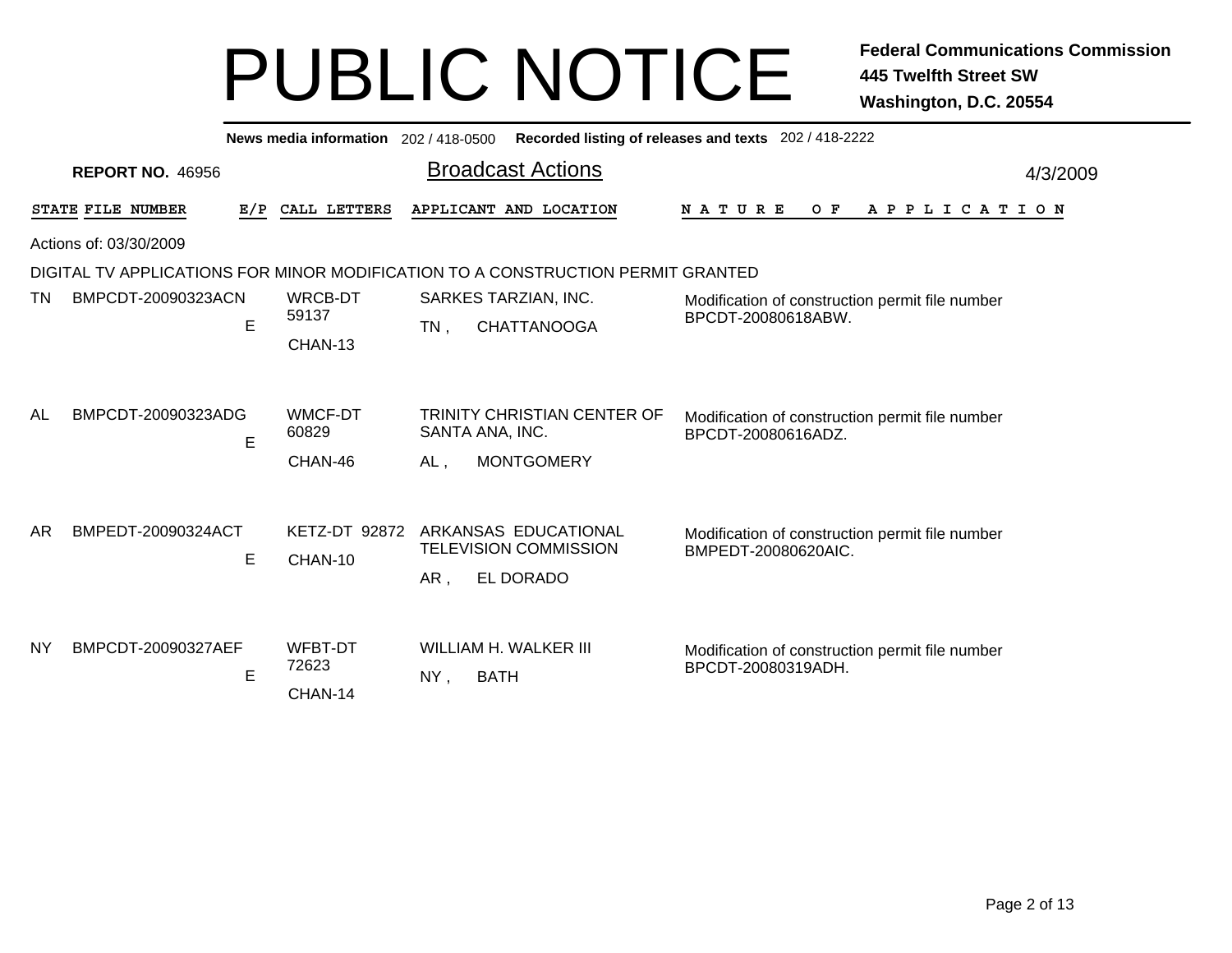# PUBLIC NOTICE

**Federal Communications Commission**
**445 Twelfth Street SW**
**Washington, D.C. 20554**

**News media information** 202 / 418-0500 **Recorded listing of releases and texts** 202 / 418-2222

**REPORT NO.** 46956

## Broadcast Actions

4/3/2009

Actions of: 03/30/2009

DIGITAL TV APPLICATIONS FOR MINOR MODIFICATION TO A CONSTRUCTION PERMIT GRANTED

| STATE | FILE NUMBER | E/P | CALL LETTERS | APPLICANT AND LOCATION | NATURE OF APPLICATION |
|---|---|---|---|---|---|
| TN | BMPCDT-20090323ACN | E | WRCB-DT 59137 CHAN-13 | SARKES TARZIAN, INC. TN , CHATTANOOGA | Modification of construction permit file number BPCDT-20080618ABW. |
| AL | BMPCDT-20090323ADG | E | WMCF-DT 60829 CHAN-46 | TRINITY CHRISTIAN CENTER OF SANTA ANA, INC. AL , MONTGOMERY | Modification of construction permit file number BPCDT-20080616ADZ. |
| AR | BMPEDT-20090324ACT | E | KETZ-DT 92872 CHAN-10 | ARKANSAS EDUCATIONAL TELEVISION COMMISSION AR , EL DORADO | Modification of construction permit file number BMPEDT-20080620AIC. |
| NY | BMPCDT-20090327AEF | E | WFBT-DT 72623 CHAN-14 | WILLIAM H. WALKER III NY , BATH | Modification of construction permit file number BPCDT-20080319ADH. |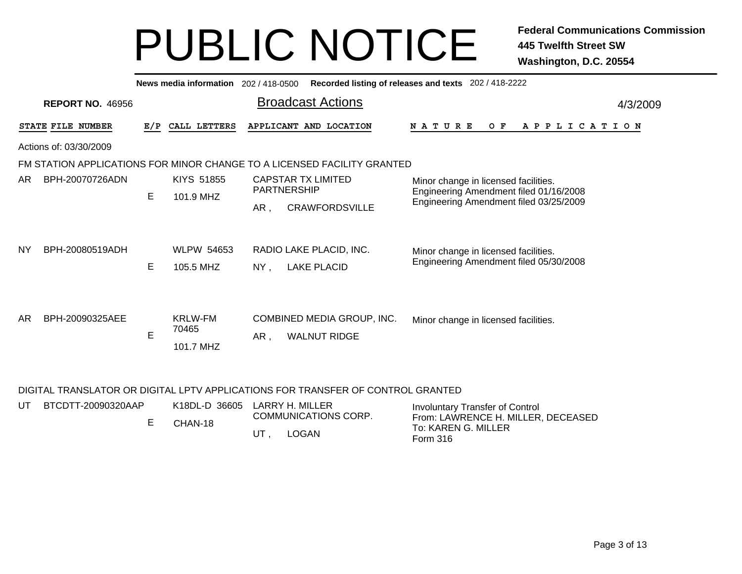# PUBLIC NOTICE

**Federal Communications Commission**
**445 Twelfth Street SW**
**Washington, D.C. 20554**

**News media information** 202 / 418-0500 **Recorded listing of releases and texts** 202 / 418-2222

**REPORT NO.** 46956

## Broadcast Actions

4/3/2009

| STATE | FILE NUMBER | E/P | CALL LETTERS | APPLICANT AND LOCATION | NATURE OF APPLICATION |
|---|---|---|---|---|---|

Actions of: 03/30/2009

### FM STATION APPLICATIONS FOR MINOR CHANGE TO A LICENSED FACILITY GRANTED

| STATE | FILE NUMBER | E/P | CALL LETTERS | APPLICANT AND LOCATION | NATURE OF APPLICATION |
|---|---|---|---|---|---|
| AR | BPH-20070726ADN | E | KIYS 51855 101.9 MHZ | CAPSTAR TX LIMITED PARTNERSHIP AR , CRAWFORDSVILLE | Minor change in licensed facilities. Engineering Amendment filed 01/16/2008 Engineering Amendment filed 03/25/2009 |
| NY | BPH-20080519ADH | E | WLPW 54653 105.5 MHZ | RADIO LAKE PLACID, INC. NY , LAKE PLACID | Minor change in licensed facilities. Engineering Amendment filed 05/30/2008 |
| AR | BPH-20090325AEE | E | KRLW-FM 70465 101.7 MHZ | COMBINED MEDIA GROUP, INC. AR , WALNUT RIDGE | Minor change in licensed facilities. |

### DIGITAL TRANSLATOR OR DIGITAL LPTV APPLICATIONS FOR TRANSFER OF CONTROL GRANTED

| STATE | FILE NUMBER | E/P | CALL LETTERS | APPLICANT AND LOCATION | NATURE OF APPLICATION |
|---|---|---|---|---|---|
| UT | BTCDTT-20090320AAP | E | K18DL-D 36605 CHAN-18 | LARRY H. MILLER COMMUNICATIONS CORP. UT , LOGAN | Involuntary Transfer of Control From: LAWRENCE H. MILLER, DECEASED To: KAREN G. MILLER Form 316 |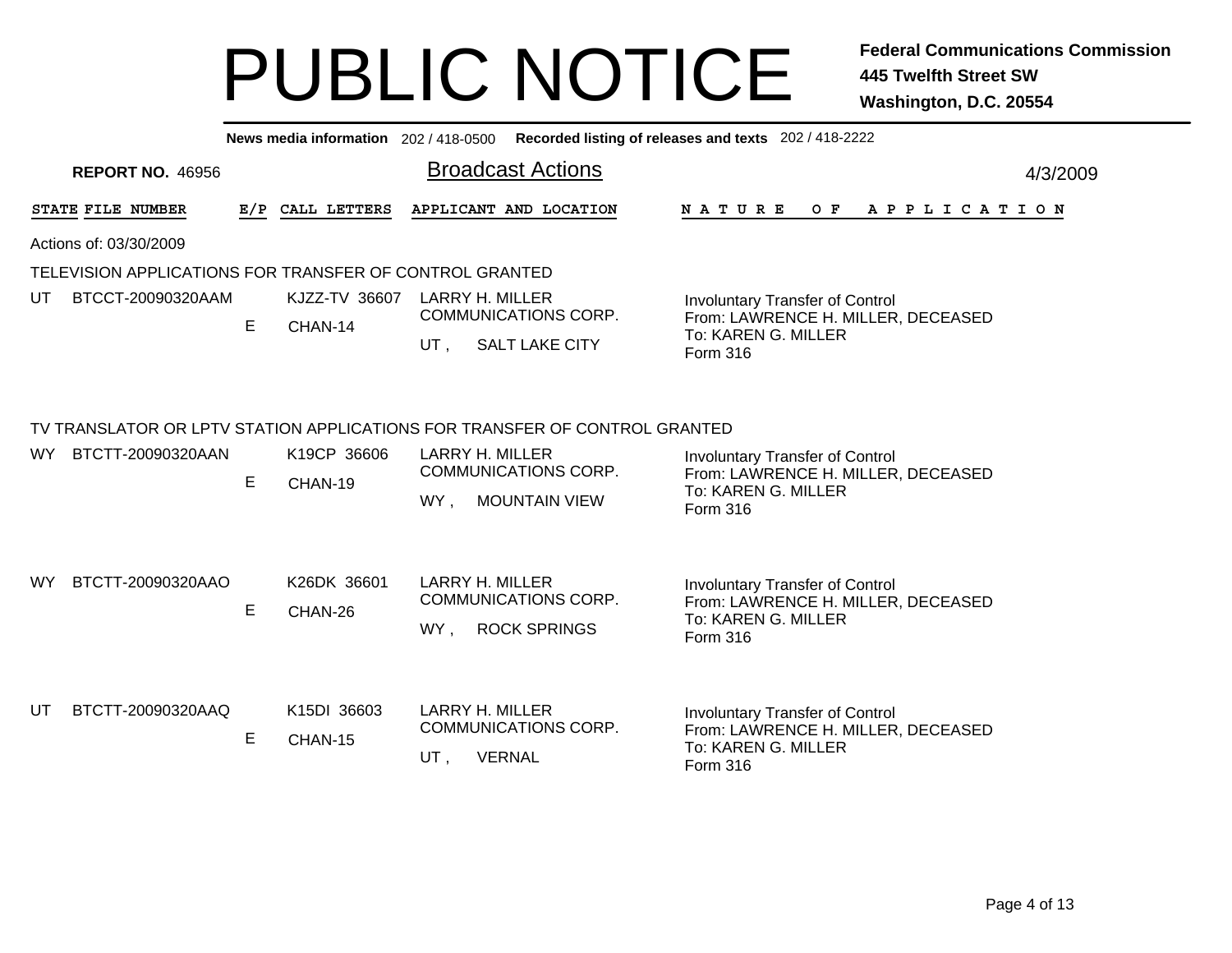# PUBLIC NOTICE

**Federal Communications Commission**
**445 Twelfth Street SW**
**Washington, D.C. 20554**

**News media information** 202 / 418-0500 **Recorded listing of releases and texts** 202 / 418-2222

**REPORT NO.** 46956

## Broadcast Actions

4/3/2009

Actions of: 03/30/2009

### TELEVISION APPLICATIONS FOR TRANSFER OF CONTROL GRANTED

| STATE | FILE NUMBER | E/P | CALL LETTERS | APPLICANT AND LOCATION | NATURE OF APPLICATION |
|---|---|---|---|---|---|
| UT | BTCCT-20090320AAM | E | KJZZ-TV 36607<br>CHAN-14 | LARRY H. MILLER COMMUNICATIONS CORP.<br>UT , SALT LAKE CITY | Involuntary Transfer of Control<br>From: LAWRENCE H. MILLER, DECEASED<br>To: KAREN G. MILLER<br>Form 316 |

### TV TRANSLATOR OR LPTV STATION APPLICATIONS FOR TRANSFER OF CONTROL GRANTED

| STATE | FILE NUMBER | E/P | CALL LETTERS | APPLICANT AND LOCATION | NATURE OF APPLICATION |
|---|---|---|---|---|---|
| WY | BTCTT-20090320AAN | E | K19CP 36606<br>CHAN-19 | LARRY H. MILLER COMMUNICATIONS CORP.<br>WY , MOUNTAIN VIEW | Involuntary Transfer of Control<br>From: LAWRENCE H. MILLER, DECEASED<br>To: KAREN G. MILLER<br>Form 316 |
| WY | BTCTT-20090320AAO | E | K26DK 36601<br>CHAN-26 | LARRY H. MILLER COMMUNICATIONS CORP.<br>WY , ROCK SPRINGS | Involuntary Transfer of Control<br>From: LAWRENCE H. MILLER, DECEASED<br>To: KAREN G. MILLER<br>Form 316 |
| UT | BTCTT-20090320AAQ | E | K15DI 36603<br>CHAN-15 | LARRY H. MILLER COMMUNICATIONS CORP.<br>UT , VERNAL | Involuntary Transfer of Control<br>From: LAWRENCE H. MILLER, DECEASED<br>To: KAREN G. MILLER<br>Form 316 |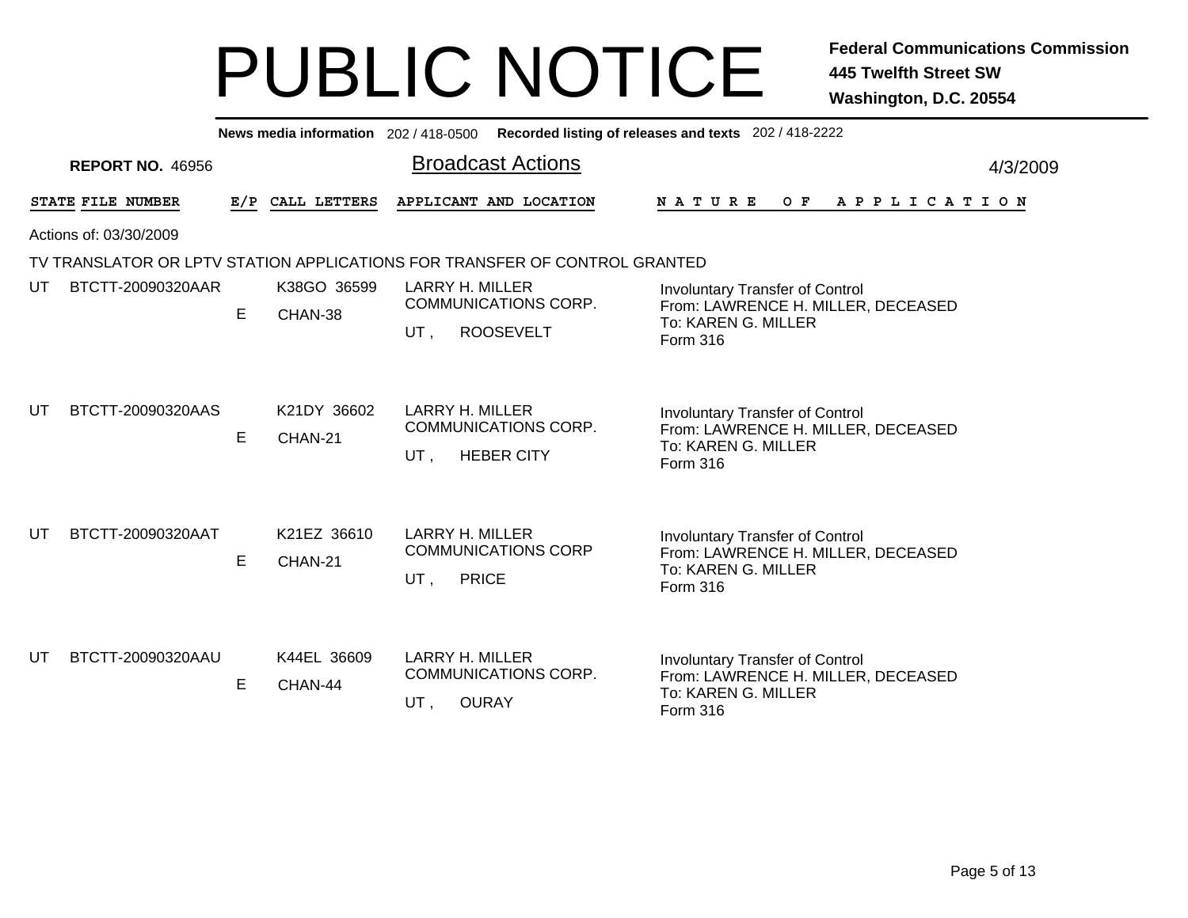# PUBLIC NOTICE

**Federal Communications Commission**
**445 Twelfth Street SW**
**Washington, D.C. 20554**

**News media information** 202 / 418-0500 **Recorded listing of releases and texts** 202 / 418-2222

**REPORT NO.** 46956

## Broadcast Actions

4/3/2009

Actions of: 03/30/2009

TV TRANSLATOR OR LPTV STATION APPLICATIONS FOR TRANSFER OF CONTROL GRANTED

| STATE | FILE NUMBER | E/P | CALL LETTERS | APPLICANT AND LOCATION | NATURE OF APPLICATION |
|---|---|---|---|---|---|
| UT | BTCTT-20090320AAR | E | K38GO 36599 CHAN-38 | LARRY H. MILLER COMMUNICATIONS CORP. UT , ROOSEVELT | Involuntary Transfer of Control From: LAWRENCE H. MILLER, DECEASED To: KAREN G. MILLER Form 316 |
| UT | BTCTT-20090320AAS | E | K21DY 36602 CHAN-21 | LARRY H. MILLER COMMUNICATIONS CORP. UT , HEBER CITY | Involuntary Transfer of Control From: LAWRENCE H. MILLER, DECEASED To: KAREN G. MILLER Form 316 |
| UT | BTCTT-20090320AAT | E | K21EZ 36610 CHAN-21 | LARRY H. MILLER COMMUNICATIONS CORP UT , PRICE | Involuntary Transfer of Control From: LAWRENCE H. MILLER, DECEASED To: KAREN G. MILLER Form 316 |
| UT | BTCTT-20090320AAU | E | K44EL 36609 CHAN-44 | LARRY H. MILLER COMMUNICATIONS CORP. UT , OURAY | Involuntary Transfer of Control From: LAWRENCE H. MILLER, DECEASED To: KAREN G. MILLER Form 316 |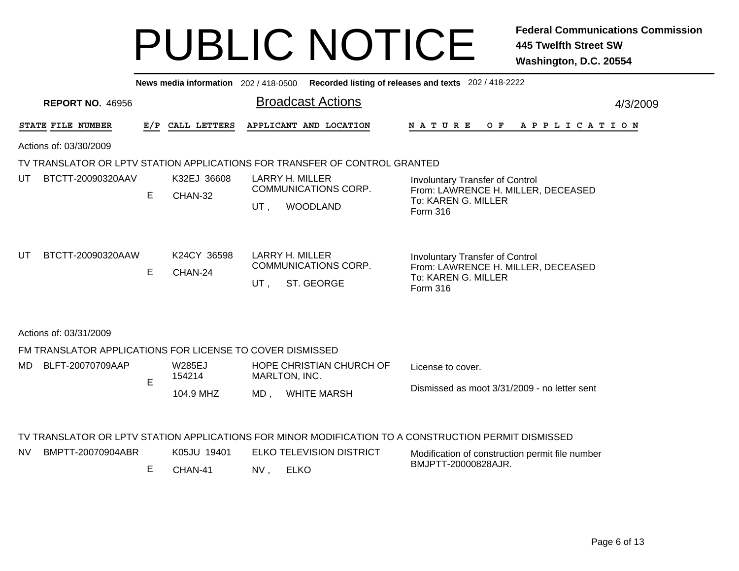# PUBLIC NOTICE

**Federal Communications Commission**
**445 Twelfth Street SW**
**Washington, D.C. 20554**

**News media information** 202 / 418-0500 **Recorded listing of releases and texts** 202 / 418-2222

**REPORT NO.** 46956

## Broadcast Actions

4/3/2009

| STATE | FILE NUMBER | E/P | CALL LETTERS | APPLICANT AND LOCATION | NATURE OF APPLICATION |
|---|---|---|---|---|---|

Actions of: 03/30/2009

### TV TRANSLATOR OR LPTV STATION APPLICATIONS FOR TRANSFER OF CONTROL GRANTED

| STATE | FILE NUMBER | E/P | CALL LETTERS | APPLICANT AND LOCATION | NATURE OF APPLICATION |
|---|---|---|---|---|---|
| UT | BTCTT-20090320AAV | E | K32EJ 36608 CHAN-32 | LARRY H. MILLER COMMUNICATIONS CORP. UT , WOODLAND | Involuntary Transfer of Control From: LAWRENCE H. MILLER, DECEASED To: KAREN G. MILLER Form 316 |
| UT | BTCTT-20090320AAW | E | K24CY 36598 CHAN-24 | LARRY H. MILLER COMMUNICATIONS CORP. UT , ST. GEORGE | Involuntary Transfer of Control From: LAWRENCE H. MILLER, DECEASED To: KAREN G. MILLER Form 316 |

Actions of: 03/31/2009

### FM TRANSLATOR APPLICATIONS FOR LICENSE TO COVER DISMISSED

| STATE | FILE NUMBER | E/P | CALL LETTERS | APPLICANT AND LOCATION | NATURE OF APPLICATION |
|---|---|---|---|---|---|
| MD | BLFT-20070709AAP | E | W285EJ 154214 104.9 MHZ | HOPE CHRISTIAN CHURCH OF MARLTON, INC. MD , WHITE MARSH | License to cover. Dismissed as moot 3/31/2009 - no letter sent |

### TV TRANSLATOR OR LPTV STATION APPLICATIONS FOR MINOR MODIFICATION TO A CONSTRUCTION PERMIT DISMISSED

| STATE | FILE NUMBER | E/P | CALL LETTERS | APPLICANT AND LOCATION | NATURE OF APPLICATION |
|---|---|---|---|---|---|
| NV | BMPTT-20070904ABR | E | K05JU 19401 CHAN-41 | ELKO TELEVISION DISTRICT NV , ELKO | Modification of construction permit file number BMJPTT-20000828AJR. |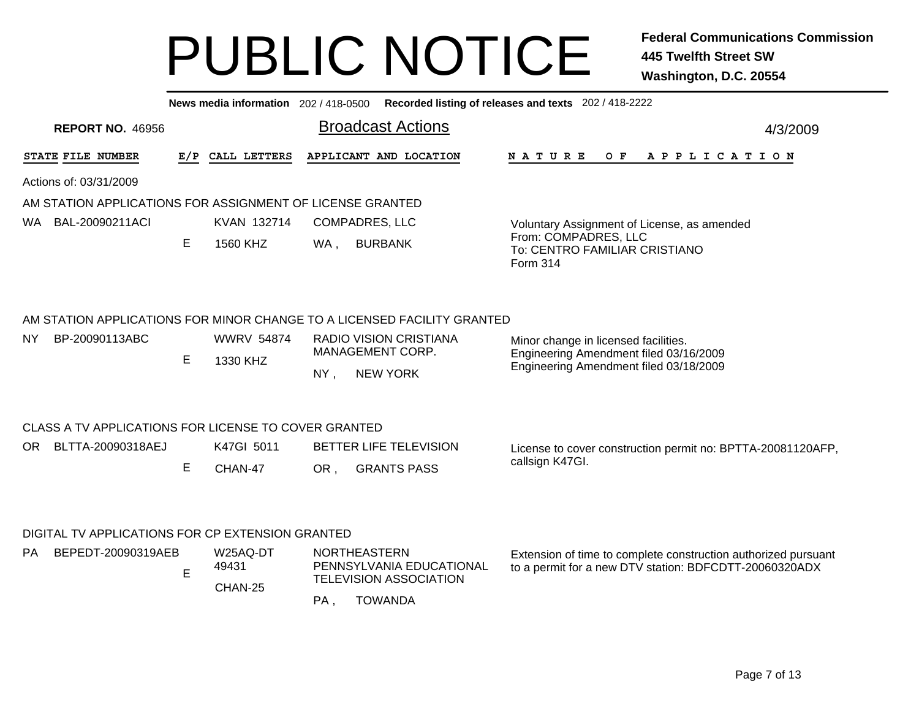# PUBLIC NOTICE

**Federal Communications Commission**
**445 Twelfth Street SW**
**Washington, D.C. 20554**

**News media information** 202 / 418-0500 **Recorded listing of releases and texts** 202 / 418-2222

**REPORT NO.** 46956

## Broadcast Actions

4/3/2009

| STATE | FILE NUMBER | E/P | CALL LETTERS | APPLICANT AND LOCATION | NATURE OF APPLICATION |
|---|---|---|---|---|---|

Actions of: 03/31/2009

### AM STATION APPLICATIONS FOR ASSIGNMENT OF LICENSE GRANTED

| STATE | FILE NUMBER | E/P | CALL LETTERS | APPLICANT AND LOCATION | NATURE OF APPLICATION |
|---|---|---|---|---|---|
| WA | BAL-20090211ACI | E | KVAN 132714<br>1560 KHZ | COMPADRES, LLC<br>WA , BURBANK | Voluntary Assignment of License, as amended<br>From: COMPADRES, LLC<br>To: CENTRO FAMILIAR CRISTIANO<br>Form 314 |

### AM STATION APPLICATIONS FOR MINOR CHANGE TO A LICENSED FACILITY GRANTED

| STATE | FILE NUMBER | E/P | CALL LETTERS | APPLICANT AND LOCATION | NATURE OF APPLICATION |
|---|---|---|---|---|---|
| NY | BP-20090113ABC | E | WWRV 54874<br>1330 KHZ | RADIO VISION CRISTIANA MANAGEMENT CORP.<br>NY , NEW YORK | Minor change in licensed facilities.<br>Engineering Amendment filed 03/16/2009<br>Engineering Amendment filed 03/18/2009 |

### CLASS A TV APPLICATIONS FOR LICENSE TO COVER GRANTED

| STATE | FILE NUMBER | E/P | CALL LETTERS | APPLICANT AND LOCATION | NATURE OF APPLICATION |
|---|---|---|---|---|---|
| OR | BLTTA-20090318AEJ | E | K47GI 5011<br>CHAN-47 | BETTER LIFE TELEVISION<br>OR , GRANTS PASS | License to cover construction permit no: BPTTA-20081120AFP, callsign K47GI. |

### DIGITAL TV APPLICATIONS FOR CP EXTENSION GRANTED

| STATE | FILE NUMBER | E/P | CALL LETTERS | APPLICANT AND LOCATION | NATURE OF APPLICATION |
|---|---|---|---|---|---|
| PA | BEPEDT-20090319AEB | E | W25AQ-DT 49431<br>CHAN-25 | NORTHEASTERN PENNSYLVANIA EDUCATIONAL TELEVISION ASSOCIATION<br>PA , TOWANDA | Extension of time to complete construction authorized pursuant to a permit for a new DTV station: BDFCDTT-20060320ADX |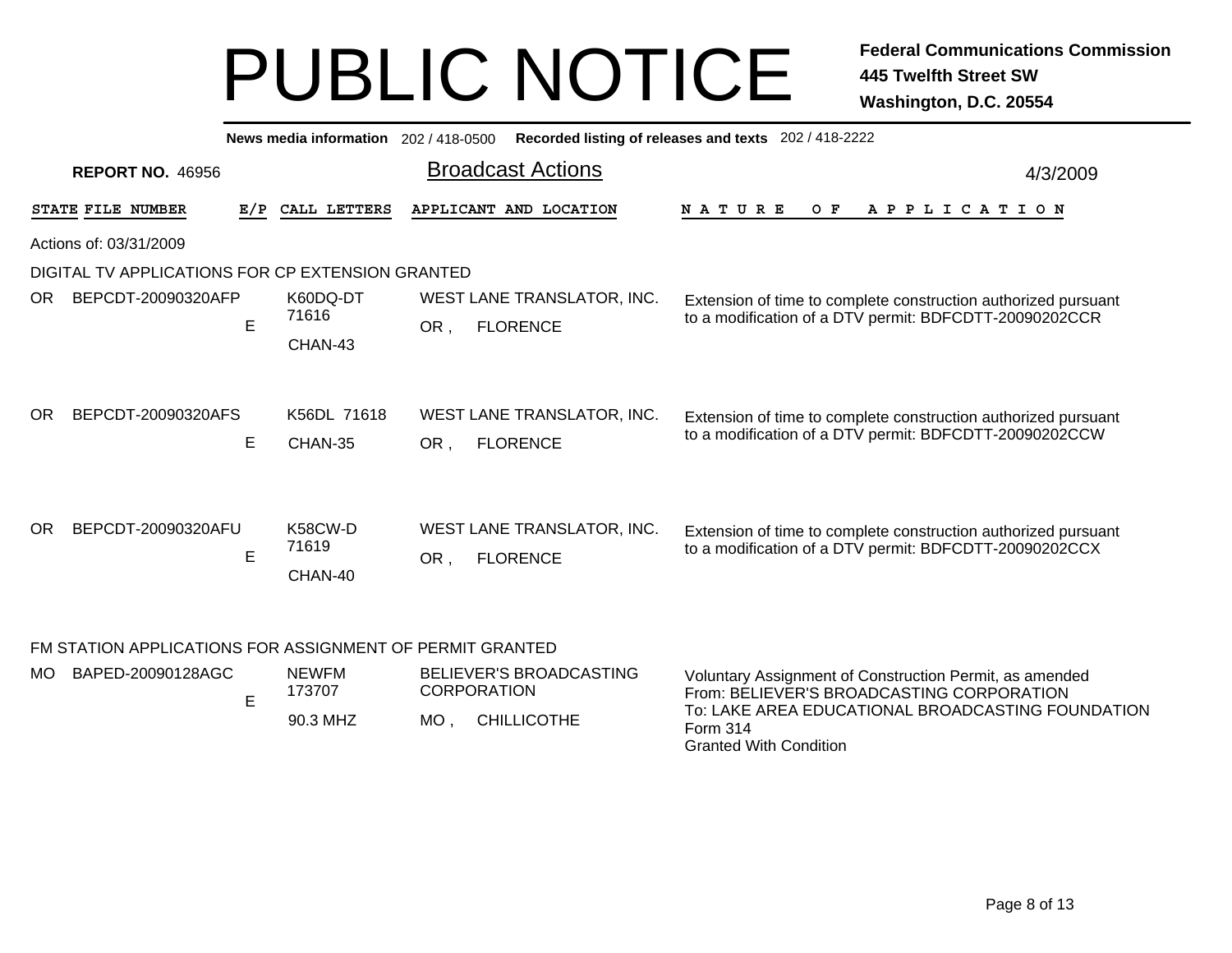# PUBLIC NOTICE

**Federal Communications Commission**
**445 Twelfth Street SW**
**Washington, D.C. 20554**

**News media information** 202 / 418-0500 **Recorded listing of releases and texts** 202 / 418-2222

**REPORT NO.** 46956

## Broadcast Actions

4/3/2009

Actions of: 03/31/2009

### DIGITAL TV APPLICATIONS FOR CP EXTENSION GRANTED

| STATE | FILE NUMBER | E/P | CALL LETTERS | APPLICANT AND LOCATION | NATURE OF APPLICATION |
|---|---|---|---|---|---|
| OR | BEPCDT-20090320AFP | E | K60DQ-DT 71616 CHAN-43 | WEST LANE TRANSLATOR, INC. OR , FLORENCE | Extension of time to complete construction authorized pursuant to a modification of a DTV permit: BDFCDTT-20090202CCR |
| OR | BEPCDT-20090320AFS | E | K56DL 71618 CHAN-35 | WEST LANE TRANSLATOR, INC. OR , FLORENCE | Extension of time to complete construction authorized pursuant to a modification of a DTV permit: BDFCDTT-20090202CCW |
| OR | BEPCDT-20090320AFU | E | K58CW-D 71619 CHAN-40 | WEST LANE TRANSLATOR, INC. OR , FLORENCE | Extension of time to complete construction authorized pursuant to a modification of a DTV permit: BDFCDTT-20090202CCX |

### FM STATION APPLICATIONS FOR ASSIGNMENT OF PERMIT GRANTED

| STATE | FILE NUMBER | E/P | CALL LETTERS | APPLICANT AND LOCATION | NATURE OF APPLICATION |
|---|---|---|---|---|---|
| MO | BAPED-20090128AGC | E | NEWFM 173707 90.3 MHZ | BELIEVER'S BROADCASTING CORPORATION MO , CHILLICOTHE | Voluntary Assignment of Construction Permit, as amended From: BELIEVER'S BROADCASTING CORPORATION To: LAKE AREA EDUCATIONAL BROADCASTING FOUNDATION Form 314 Granted With Condition |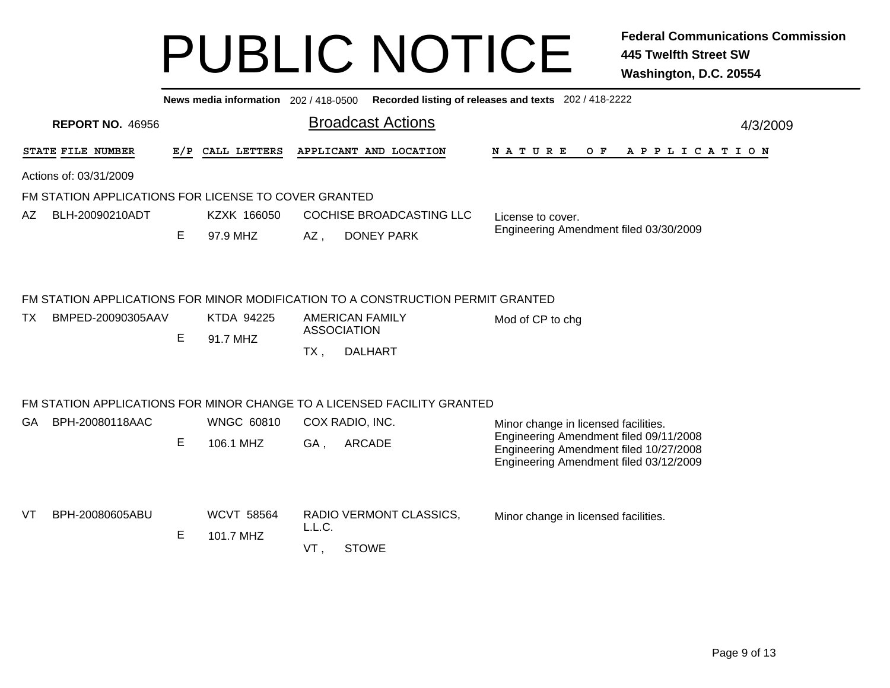# PUBLIC NOTICE

**Federal Communications Commission**
**445 Twelfth Street SW**
**Washington, D.C. 20554**

**News media information** 202 / 418-0500 **Recorded listing of releases and texts** 202 / 418-2222

**REPORT NO.** 46956

## Broadcast Actions

4/3/2009

| STATE | FILE NUMBER | E/P | CALL LETTERS | APPLICANT AND LOCATION | NATURE OF APPLICATION |
|---|---|---|---|---|---|

Actions of: 03/31/2009

### FM STATION APPLICATIONS FOR LICENSE TO COVER GRANTED

| STATE | FILE NUMBER | E/P | CALL LETTERS | APPLICANT AND LOCATION | NATURE OF APPLICATION |
|---|---|---|---|---|---|
| AZ | BLH-20090210ADT | E | KZXK 166050<br>97.9 MHZ | COCHISE BROADCASTING LLC<br>AZ , DONEY PARK | License to cover.<br>Engineering Amendment filed 03/30/2009 |

### FM STATION APPLICATIONS FOR MINOR MODIFICATION TO A CONSTRUCTION PERMIT GRANTED

| STATE | FILE NUMBER | E/P | CALL LETTERS | APPLICANT AND LOCATION | NATURE OF APPLICATION |
|---|---|---|---|---|---|
| TX | BMPED-20090305AAV | E | KTDA 94225<br>91.7 MHZ | AMERICAN FAMILY ASSOCIATION<br>TX , DALHART | Mod of CP to chg |

### FM STATION APPLICATIONS FOR MINOR CHANGE TO A LICENSED FACILITY GRANTED

| STATE | FILE NUMBER | E/P | CALL LETTERS | APPLICANT AND LOCATION | NATURE OF APPLICATION |
|---|---|---|---|---|---|
| GA | BPH-20080118AAC | E | WNGC 60810<br>106.1 MHZ | COX RADIO, INC.<br>GA , ARCADE | Minor change in licensed facilities.<br>Engineering Amendment filed 09/11/2008<br>Engineering Amendment filed 10/27/2008<br>Engineering Amendment filed 03/12/2009 |
| VT | BPH-20080605ABU | E | WCVT 58564<br>101.7 MHZ | RADIO VERMONT CLASSICS, L.L.C.<br>VT , STOWE | Minor change in licensed facilities. |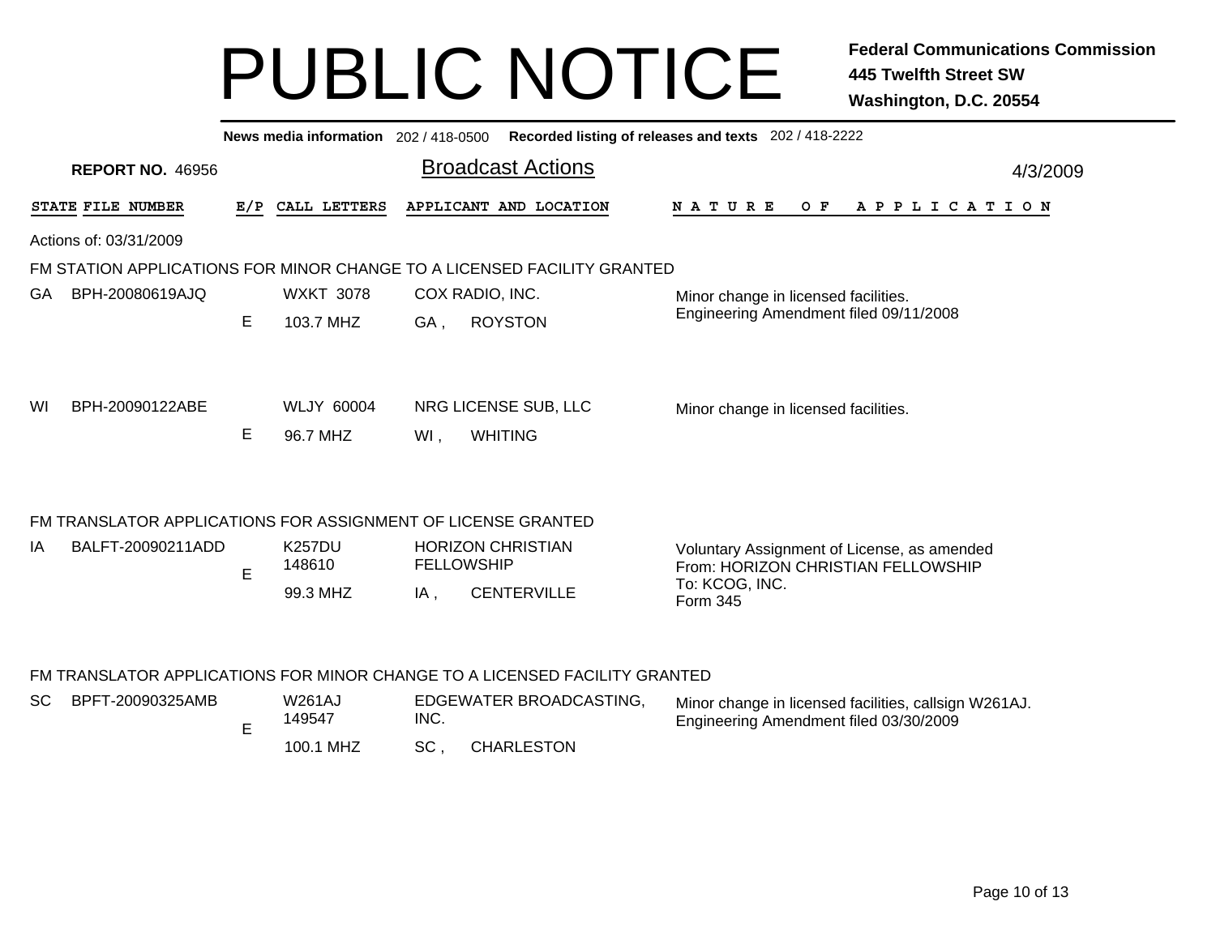# PUBLIC NOTICE

**Federal Communications Commission**
**445 Twelfth Street SW**
**Washington, D.C. 20554**

**News media information** 202 / 418-0500 **Recorded listing of releases and texts** 202 / 418-2222

**REPORT NO.** 46956

## Broadcast Actions

4/3/2009

Actions of: 03/31/2009

### FM STATION APPLICATIONS FOR MINOR CHANGE TO A LICENSED FACILITY GRANTED

| STATE | FILE NUMBER | E/P | CALL LETTERS | APPLICANT AND LOCATION | NATURE OF APPLICATION |
|---|---|---|---|---|---|
| GA | BPH-20080619AJQ | E | WXKT 3078<br>103.7 MHZ | COX RADIO, INC.<br>GA , ROYSTON | Minor change in licensed facilities.<br>Engineering Amendment filed 09/11/2008 |
| WI | BPH-20090122ABE | E | WLJY 60004<br>96.7 MHZ | NRG LICENSE SUB, LLC<br>WI , WHITING | Minor change in licensed facilities. |

### FM TRANSLATOR APPLICATIONS FOR ASSIGNMENT OF LICENSE GRANTED

| STATE | FILE NUMBER | E/P | CALL LETTERS | APPLICANT AND LOCATION | NATURE OF APPLICATION |
|---|---|---|---|---|---|
| IA | BALFT-20090211ADD | E | K257DU<br>148610<br>99.3 MHZ | HORIZON CHRISTIAN FELLOWSHIP<br>IA , CENTERVILLE | Voluntary Assignment of License, as amended<br>From: HORIZON CHRISTIAN FELLOWSHIP<br>To: KCOG, INC.<br>Form 345 |

### FM TRANSLATOR APPLICATIONS FOR MINOR CHANGE TO A LICENSED FACILITY GRANTED

| STATE | FILE NUMBER | E/P | CALL LETTERS | APPLICANT AND LOCATION | NATURE OF APPLICATION |
|---|---|---|---|---|---|
| SC | BPFT-20090325AMB | E | W261AJ<br>149547<br>100.1 MHZ | EDGEWATER BROADCASTING, INC.<br>SC , CHARLESTON | Minor change in licensed facilities, callsign W261AJ.<br>Engineering Amendment filed 03/30/2009 |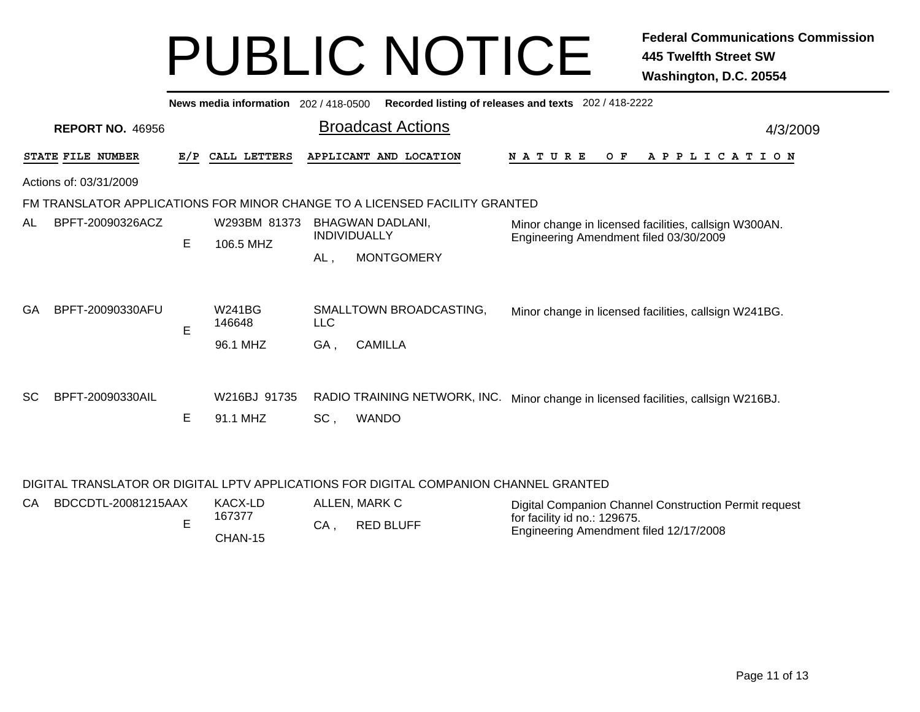# PUBLIC NOTICE

**Federal Communications Commission**
**445 Twelfth Street SW**
**Washington, D.C. 20554**

**News media information** 202 / 418-0500 **Recorded listing of releases and texts** 202 / 418-2222

**REPORT NO.** 46956

## Broadcast Actions

4/3/2009

Actions of: 03/31/2009

### FM TRANSLATOR APPLICATIONS FOR MINOR CHANGE TO A LICENSED FACILITY GRANTED

| STATE | FILE NUMBER | E/P | CALL LETTERS | APPLICANT AND LOCATION | NATURE OF APPLICATION |
|---|---|---|---|---|---|
| AL | BPFT-20090326ACZ | E | W293BM 81373<br>106.5 MHZ | BHAGWAN DADLANI, INDIVIDUALLY<br>AL , MONTGOMERY | Minor change in licensed facilities, callsign W300AN.<br>Engineering Amendment filed 03/30/2009 |
| GA | BPFT-20090330AFU | E | W241BG 146648<br>96.1 MHZ | SMALLTOWN BROADCASTING, LLC<br>GA , CAMILLA | Minor change in licensed facilities, callsign W241BG. |
| SC | BPFT-20090330AIL | E | W216BJ 91735<br>91.1 MHZ | RADIO TRAINING NETWORK, INC.<br>SC , WANDO | Minor change in licensed facilities, callsign W216BJ. |

### DIGITAL TRANSLATOR OR DIGITAL LPTV APPLICATIONS FOR DIGITAL COMPANION CHANNEL GRANTED

| STATE | FILE NUMBER | E/P | CALL LETTERS | APPLICANT AND LOCATION | NATURE OF APPLICATION |
|---|---|---|---|---|---|
| CA | BDCCDTL-20081215AAX | E | KACX-LD 167377<br>CHAN-15 | ALLEN, MARK C<br>CA , RED BLUFF | Digital Companion Channel Construction Permit request for facility id no.: 129675.<br>Engineering Amendment filed 12/17/2008 |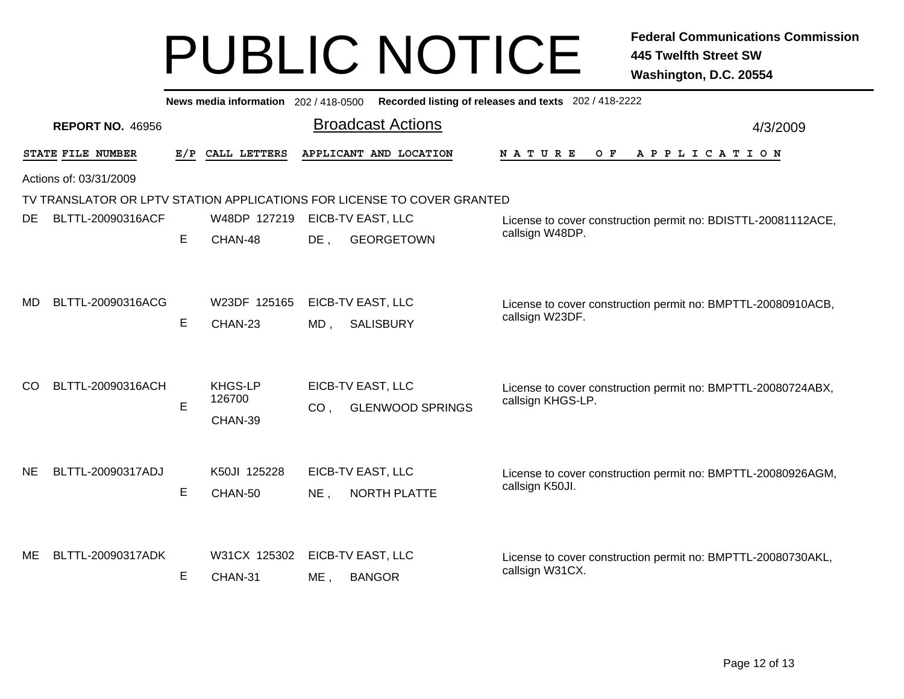# PUBLIC NOTICE

**Federal Communications Commission**
**445 Twelfth Street SW**
**Washington, D.C. 20554**

**News media information** 202 / 418-0500 **Recorded listing of releases and texts** 202 / 418-2222

**REPORT NO.** 46956

## Broadcast Actions

4/3/2009

Actions of: 03/31/2009

### TV TRANSLATOR OR LPTV STATION APPLICATIONS FOR LICENSE TO COVER GRANTED

| STATE | FILE NUMBER | E/P | CALL LETTERS | APPLICANT AND LOCATION | NATURE OF APPLICATION |
|---|---|---|---|---|---|
| DE | BLTTL-20090316ACF | E | W48DP 127219 CHAN-48 | EICB-TV EAST, LLC DE , GEORGETOWN | License to cover construction permit no: BDISTTL-20081112ACE, callsign W48DP. |
| MD | BLTTL-20090316ACG | E | W23DF 125165 CHAN-23 | EICB-TV EAST, LLC MD , SALISBURY | License to cover construction permit no: BMPTTL-20080910ACB, callsign W23DF. |
| CO | BLTTL-20090316ACH | E | KHGS-LP 126700 CHAN-39 | EICB-TV EAST, LLC CO , GLENWOOD SPRINGS | License to cover construction permit no: BMPTTL-20080724ABX, callsign KHGS-LP. |
| NE | BLTTL-20090317ADJ | E | K50JI 125228 CHAN-50 | EICB-TV EAST, LLC NE , NORTH PLATTE | License to cover construction permit no: BMPTTL-20080926AGM, callsign K50JI. |
| ME | BLTTL-20090317ADK | E | W31CX 125302 CHAN-31 | EICB-TV EAST, LLC ME , BANGOR | License to cover construction permit no: BMPTTL-20080730AKL, callsign W31CX. |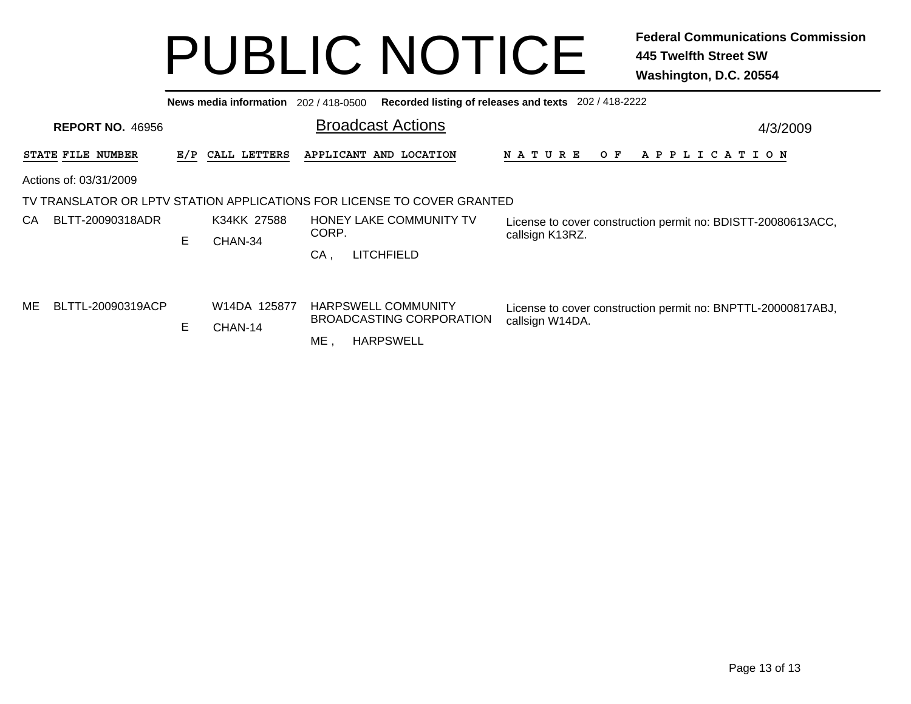# PUBLIC NOTICE

**Federal Communications Commission**
**445 Twelfth Street SW**
**Washington, D.C. 20554**

**News media information** 202 / 418-0500 **Recorded listing of releases and texts** 202 / 418-2222

**REPORT NO.** 46956

## Broadcast Actions

4/3/2009

Actions of: 03/31/2009

### TV TRANSLATOR OR LPTV STATION APPLICATIONS FOR LICENSE TO COVER GRANTED

| STATE | FILE NUMBER | E/P | CALL LETTERS | APPLICANT AND LOCATION | NATURE OF APPLICATION |
|---|---|---|---|---|---|
| CA | BLTT-20090318ADR | E | K34KK 27588 CHAN-34 | HONEY LAKE COMMUNITY TV CORP. CA , LITCHFIELD | License to cover construction permit no: BDISTT-20080613ACC, callsign K13RZ. |
| ME | BLTTL-20090319ACP | E | W14DA 125877 CHAN-14 | HARPSWELL COMMUNITY BROADCASTING CORPORATION ME , HARPSWELL | License to cover construction permit no: BNPTTL-20000817ABJ, callsign W14DA. |